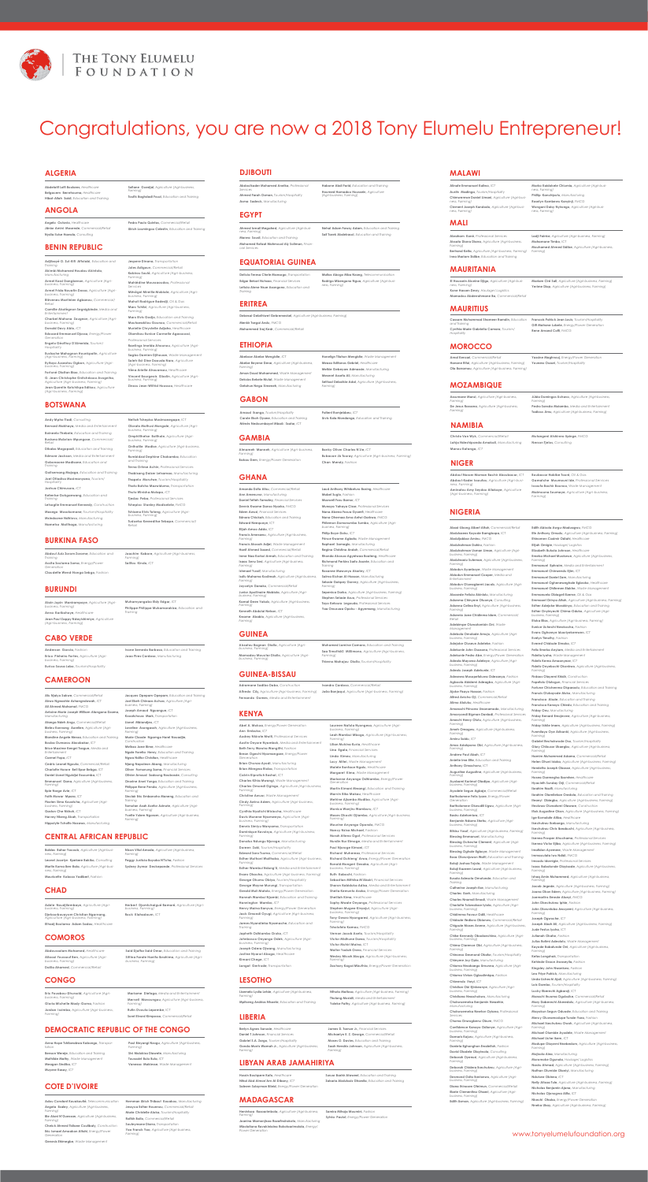THE TONY ELUMELU FOUNDATION

# Congratulations, you are now a 2018 Tony Elumelu Entrepreneur!

## ALGERIA

- Abdellatif Leili Boukeras, *Healthcare*
- Belgacem Benrhouma, *Healthcare*
- Hilali Allali Saidi, *Education and Training*
- Sofiane Guedjal, *Agriculture (Agribusiness, Farming)*
- Touffik Baghdadi Faouzi, *Education and Training*

## ANGOLA

- Angelo Octavio, *Healthcare*
- Jânio Arcid Alvarado, *Commercial/Retail*
- Kyaku Salue Kasola, *Consulting*
- Pedro Paulo Quintas, *Commercial/Retail*
- Binch Joumingue Celestin, *Education and Training*

## BENIN REPUBLIC

- Adjibayé G. Sal Kili Afrikaba, *Education and Training*
- Akinkal Mohamed Noudou Akinbola, *Manufacturing*
- Armel Rasé Dangbemme, *Agriculture (Agribusiness, Farming)*
- Armel Fidèle Nouatin Dossa, *Agriculture (Agribusiness, Farming)*
- Bienvenu Marthime Agbassou, *Commercial/Retail*
- Camille Abodjingnon Segalgbindo, *Media and Entertainment*
- Charbel Martame Gangbeni, *Agriculture (Agribusiness, Farming)*
- Donald Davo Adjo, *ICT*
- Edouard Emmanuel Djossa, *Energy/Power Generation*
- Engelo Géoffroy D'Almeida, *Tourism/Hospitality*
- Euclache Mahugnon Houelagbe, *Agriculture (Agribusiness, Farming)*
- Eydiaan Anasties Ogbeni, *Agriculture (Agribusiness, Farming)*
- Ferland Olofan Bossi, *Education and Training*
- G. Jean Christophe Ghilichessou Avoognhia, *Agriculture (Agribusiness, Farming)*
- Jean Quentin Kotchikpa Edikou, *Agriculture (Agribusiness, Farming)*
- Jospere Eleama, *Transportation*
- Jules Adigoun, *Commercial/Retail*
- Mathieu Saoré, *Agriculture (Agribusiness, Farming)*
- Mahldine Maccoudaoudou, *Professional Services*
- Mikaèl Mirelle Makkola, *Agriculture (Agribusiness, Farming)*
- Mahud Rodrigue Badou, *Oil & Gas*
- Mass Tchbi, *Agriculture (Agribusiness, Farming)*
- Marc Eric Dodjo, *Education and Training*
- Marcheméliou Dossou, *Commercial/Retail*
- Murielle Chrystelle Adjobo, *Healthcare*
- Olumfisou Eunice Carmelle Agossoussi, *Professional Services*
- Rossingo Amalda Ahounou, *Agriculture (Agribusiness, Farming)*
- Sagbo Damien Djihouen, *Waste Management*
- Salefn Edi Elise Dossada Hare, *Agriculture (Agribusiness, Farming)*
- Stéphane Gildo Ahouanouou, *Healthcare*
- Vincent Houngpaon Gbodou, *Agriculture (Agribusiness, Farming)*
- Zinsou Jean-Wilfrid Noudou, *Healthcare*

## BOTSWANA

- Andy Mpho Tladi, *Consulting*
- Bernard Matshaya, *Media and Entertainment*
- Boineelo Thebiele, *Education and Training*
- Bonsang Mobaijan Mopaagoe, *Commercial/Retail*
- Dikeleo Mogopodi, *Education and Training*
- Edmore Jackson, *Media and Entertainment*
- Gaboemetse Madibaneo, *Education and Training*
- Gorlaemang Mojaapa, *Education and Training*
- Joel Othadisa Madumnoyane, *Tourism/Hospitality*
- Joshua Chimuanu, *ICT*
- Kebeliso Dologonanang, *Education and Training*
- Lehlogile Emmanuel Kennedy, *Construction*
- Morage Mooketsanane, *Tourism/Hospitality*
- Mukakoane Nefteron, *Manufacturing*
- Namertse Motlhage, *Manufacturing*
- Neltah Tshepiso Mosimanegape, *ICT*
- Obedia Neftour Mongwe, *Agriculture (Agribusiness, Farming)*
- Ompefrilhsha Sailhaba, *Agriculture (Agribusiness, Farming)*
- Ontlaethe Mooka, *Agriculture (Agribusiness, Farming)*
- Sorhbiloisd Delphine Chakamba, *Education and Training*
- Teesa Erieee Achie, *Professional Services*
- Thabisang Dariae Lelasmao, *Manufacturing*
- Thapelo Moroka, *Tourism/Hospitality*
- Thato Bokhle Masimelano, *Transportation*
- Thulo Winisha Mokopo, *ICT*
- Tjedze Pelea, *Professional Services*
- Tshepiso Stanley Madlabela, *FMCG*
- Tshiamo Erin Tefang, *Agriculture (Agribusiness, Farming)*
- Tsalaeha Keeeefisa Tshepo, *Commercial/Retail*

## BURKINA FASO

- Abdoul Aziz Zerom Zoumee, *Education and Training*
- Aodile Soulema Sama, *Energy/Power Generation*
- Claudette Wendi Nonga Sebga, *Fashion*
- Joachim Kaboré, *Agriculture (Agribusiness, Farming)*
- Ibrima Kinda, *ICT*

## BURUNDI

- Alain Japhi Manisengazo, *Agriculture (Agribusiness, Farming)*
- Anne Barihuhaye, *Healthcare*
- Jean Paul Guppy Ndayishimiye, *Agriculture (Agribusiness, Farming)*
- Muhumyangabo Boby Edgar, *ICT*
- Philippe Philippe Mukamanirika, *Education and Training*

## CABO VERDE

- Anderson Rosalio, *Fashion*
- Erica Patricia Fortes, *Agriculture (Agribusiness, Farming)*
- Elaine Sousa Lobo, *Tourism/Hospitality*
- Irene Semedo Barbosa, *Education and Training*
- Jose Pires Cardoso, *Manufacturing*

## CAMEROON

- Alo Njoku Zakwe, *Commercial/Retail*
- Abea Ngoumbe Achenginobuck, *ICT*
- Ali Ahmad Mohamed, *FMCG*
- Antoine Noele Joseph William Abangono Bonna, *Manufacturing*
- Abega Ndeh Ange, *Commercial/Retail*
- Bedao Ramoeng Janitha, *Agriculture (Agribusiness, Farming)*
- Blandine Angele Messa, *Education and Training*
- Bodoo Dumessa Abodeebe, *ICT*
- Bricol Maxime Rangel Tengue, *Media and Entertainment*
- Carmel Toye, *ICT*
- Cédric Leonel Ngoula, *Commercial/Retail*
- Charlotte Naomi Bell Epee Bebga, *ICT*
- Daniel Lionel Ngolgbe Ssosomba, *ICT*
- Emmanuel Ewne, *Agriculture (Agribusiness, Farming)*
- Epie Ringe Ajile, *ICT*
- Feffe Rhone Mpesa, *ICT*
- Flavien Dine Kinuetche, *Agriculture (Agribusiness, Farming)*
- Gladice Che Ndeh, *ICT*
- Harvey Merng Abah, *Transportation*
- Hippolyte Tchofo Nounsu, *Manufacturing*
- Jacques Georges Ogegem, *Education and Training*
- Joel Nkeh Chimuo Achuo, *Agriculture (Agribusiness, Farming)*
- Joseph Arnaud Nguangue, *ICT*
- Kwatcheune Marc, *Transportation*
- Lionel Mbiandjou, *ICT*
- Loveline Awangande, *Agriculture (Agribusiness, Farming)*
- Marie Claude Ngongo Nanl Noutatjie, *Construction*
- Melisaa Jean Bime, *Healthcare*
- Ngole Festus Nnoy, *Education and Training*
- Ngwa Nofter Chinkeo, *Healthcare*
- Njeng Napoleon Atang, *Manufacturing*
- Oliver Ndongo Same, *Financial Services*
- Olivier Arnaud Sobeang Ndobeale, *Consulting*
- Ovarine Ariel Tanga, *Education and Training*
- Philippe Rene Fenda, *Agriculture (Agribusiness, Farming)*
- Sinclair Nic Ebibonato Mbeneg, *Education and Training*
- Tamafan Asah Eseke Aduola, *Agriculture (Agribusiness, Farming)*
- Yvette Yollee Nguema, *Agriculture (Agribusiness, Farming)*

## CENTRAL AFRICAN REPUBLIC

- Baldao Gohan Nassely, *Agriculture (Agribusiness, Farming)*
- Laurel Jocelyn Sportere Rabika, *Consulting*
- Martis Kamo Bee Kala, *Agriculture (Agribusiness, Farming)*
- Mauricette Kabous Yadibert, *Fashion*
- Maxer Mel Anesa, *Agriculture (Agribusiness, Farming)*
- Peggy Judicia Boyaka M'Baka, *Fashion*
- Sydney Ayone Bendapende, *Professional Services*

## CHAD

- Adele Nousdjimnbaye, *Agriculture (Agribusiness, Farming)*
- Djekoudouyoum Christian Ngaryang, *Agriculture (Agribusiness, Farming)*
- Efrasij Boulama Adam Saleu, *Healthcare*
- Herbert Djoumtchoulgue Bemand, *Agriculture (Agribusiness, Farming)*
- Rock Elebadoum, *ICT*

## COMOROS

- Abdoussalam Mohamed, *Healthcare*
- Attoeal Youssouf Ben, *Agriculture (Agribusiness, Farming)*
- Dalila Ahamadi, *Commercial/Retail*
- Said Djaffar Said Omar, *Education and Training*
- Sitthea Farida Nasrfia Bouitchiha, *Agriculture (Agribusiness, Farming)*

## CONGO

- Eric Prudence Dhuvoula, *Agriculture (Agribusiness, Farming)*
- Gloria Michelle Mady-Guimo, *Fashion*
- Jordan Ivoilobo, *Agriculture (Agribusiness, Farming)*
- Mavhene Dalinga, *Media and Entertainment*
- Mirrick Massengou, *Agriculture (Agribusiness, Farming)*
- Rufin Dovoula Lepemba, *ICT*
- Sorel Eraud Empouou, *Commercial/Retail*

## DEMOCRATIC REPUBLIC OF THE CONGO

- Anna Hope Tshibanduia Kabongo, *Transportation*
- Benove Menga, *Education and Training*
- Mathilde Kisifa, *Waste Management*
- Mengoo Shafina, *ICT*
- Mopere Kasey, *ICT*
- Paul Ntuangi Nsagu, *Agriculture (Agribusiness, Farming)*
- Pini Mohkirua Dismalo, *ICT*
- Sia Madiodou Dimanan, *Education and Training*
- Toussaint Bolo Bolo, *ICT*
- Vanessa Mahinese, *Waste Management*

## COTE D'IVOIRE

- Adou Candied Kouatochi, *Telecommunication*
- Angele Bialey, *Agriculture (Agribusiness, Farming)*
- Bie Aloo M'Guessan, *Agriculture (Agribusiness, Farming)*
- Cheick Ahmed Tidiane Coulibaly, *Construction*
- Elie Jamel Amadou Afissia, *Energy/Power Generation*
- Genesis Etiangbe, *Waste Management*
- Herman Ulrich Tribiet Kouakou, *Manufacturing*
- Jocelyn Esther Kouassi, *Commercial/Retail*
- Marie Christelle Aluka, *Tourism/Hospitality*
- Naffiti Bello, *Commercial/Retail*
- Saubeymane Diama, *Transportation*
- Yao Franck Yao, *Agriculture (Agribusiness, Farming)*

## DJIBOUTI

- Abdourahalei Mohamed Amelina, *Professional Services*
- Ahmed Farah Osman, *Tourism/Hospitality*
- Anne Yazbeck, *Manufacturing*
- Habone Abdi Farah, *Education and Training*
- Kouraid Nomadou Houssein, *Agriculture (Agribusiness, Farming)*

## EGYPT

- Ahmed Ismail Magdeed, *Agriculture (Agribusiness, Farming)*
- Manon Saeed, *Education and Training*
- Mohamed Refaat Mahmoud Aly Soliman, *Financial Services*
- Nehal Adam Fawzy Adam, *Education and Training*
- Seif Tarek Abdelrasoul, *Education and Training*

## EQUATORIAL GUINEA

- Delicia Ferma Chele Nsonayo, *Transportation*
- Edgar Bebet Ntchoso, *Financial Services*
- Infinto Abine Nsue Asangono, *Education and Training*
- Mateo Abugo Mba Nseng, *Telecommunication*
- Rodrigo Minsogono Ngua, *Agriculture (Agribusiness, Farming)*

## ERITREA

- Debesai Gebrihiwet Gebremeskel, *Agriculture (Agribusiness, Farming)*
- Merkb Tesgai Awka, *FMCG*
- Mohammed Saji Said, *Commercial/Retail*

## ETHIOPIA

- Abebaw Abebe Mengistie, *ICT*
- Abebe Beyene Deso, *Agriculture (Agribusiness, Farming)*
- Amen Daud Mohammed, *Waste Management*
- Debebe Belachi Mulat, *Waste Management*
- Getahun Nega Simewet, *Manufacturing*
- Hamaligu Tilahun Mengistie, *Waste Management*
- Mesaw Gilfaaara Gebrie, *Healthcare*
- Melike Gebreyes Ambreaiin, *Manufacturing*
- Mesetet Asseffa Ali, *Manufacturing*
- Selmawi Debrettin Adel, *Agriculture (Agribusiness, Farming)*

## GABON

- Arnaud Sango, *Tourism/Hospitality*
- Carole Nadi Oyane, *Education and Training*
- Hibola Nzabeushimai Kikoti Seiha, *ICT*
- Fulbert Kompalabou, *ICT*
- Yves Kale Mombunga, *Education and Training*

## GAMBIA

- Alasamah Mannah, *Agriculture (Agribusiness, Farming)*
- Baboucarr Dem, *Energy/Power Generation*
- Boalys Oliver Charles N'Cia, *ICT*
- Bubacarr Ai Touray, *Agriculture (Agribusiness, Farming)*
- Chan Mandy, *Fashion*

## GHANA

- Amanda Dzifa Afari, *Commercial/Retail*
- Ann Amelamon, *Manufacturing*
- Daniel Yeliah Tamakloe, *Financial Services*
- Dennis Kwame Danso Nyadzi, *FMCG*
- Edwin Amoh, *Financial Services*
- Edward Tetteh Mensah, *Education and Training*
- Edward Nenyegroe, *ICT*
- Elijah Ameh Adds, *ICT*
- Francis Ammoureo, *Agriculture (Agribusiness, Farming)*
- Francis Amoaah Adjei, *Waste Management*
- Harold Ahmed Suaad, *Commercial/Retail*
- Henry Nee Rachel Amedi, *Education and Training*
- Isaac Sena Seel, *Agriculture (Agribusiness, Farming)*
- Ishmael Yusef, *Manufacturing*
- Ivette Mohamma Kudlinah, *Agriculture (Agribusiness, Farming)*
- Jayustyne Donkoh, *Commercial/Retail*
- Justice Apatinkomo Mutlebo, *Agriculture (Agribusiness, Farming)*
- Kamal Dene Yakubu, *Agriculture (Agribusiness, Farming)*
- Kenneth Abdulai Nelson, *ICT*
- Kwame Adumbo, *Agriculture (Agribusiness, Farming)*
- Laud Anthony Wiredu Tuotey, *Healthcare*
- Mabel Gogbe, *Fashion*
- Maxwell Fosu Ikome, *ICT*
- Mumuye Yahaya Opoku, *Commercial/Retail*
- Nana Akosua Fosua Oyoseh, *Healthcare*
- Nana Ofosewaa Amo Asheh Darkwa, *FMCG*
- Philemon Domerumdaa Sumbo, *Agriculture (Agribusiness, Farming)*
- Philip Bace Bafra, *ICT*
- Prince Kwame Agbeko, *Waste Management*
- Raphael Semagbe, *Manufacturing*
- Regina Christina Aidoo, *Commercial/Retail*
- Rhonda Akosua Ayiyehwaa Buaberg, *Healthcare*
- Richmond Perklins Sarfo Asante, *Education and Training*
- Rosesmer Mosanwa Abanley, *ICT*
- Selina Rahan Ali-Hassan, *Manufacturing*
- Selorm Quiyam Owuamy, *Agriculture (Agribusiness, Farming)*
- Sepeonto Dukre, *Agriculture (Agribusiness, Farming)*
- Stephen Selorm Asare, *Professional Services*
- Toyo Rehman Jaga-bie, *Professional Services*
- Yaw Owusuaa Opoku - Agyemang, *Manufacturing*

## GUINEA

- Alhasim Bagriam Diallo, *Agriculture (Agribusiness, Farming)*
- Mamadou Mouctar Diallo, *Agriculture (Agribusiness, Farming)*
- Mohamed Lamine Camara, *Education and Training*
- Sea Tresoffalo Mbhnmon, *Agriculture (Agribusiness, Farming)*
- Thierno Mahajou Diallo, *Tourism/Hospitality*

## GUINEA-BISSAU

- Adriamano Seattom Delca, *Construction*
- Albedir Cdy, *Agriculture (Agribusiness, Farming)*
- Fernando Gomes, *Media and Entertainment*
- Isandro Cardoso, *Commercial/Retail*
- Julio Banjaqui, *Agriculture (Agribusiness, Farming)*

## KENYA

- Abel A. Maluau, *Energy/Power Generation*
- Ann Shekuba, *ICT*
- Aubrey Nduvio Madi, *Professional Services*
- Austin Onyani Nyambutu, *Media and Entertainment*
- Beth Ferry Wanuiru Wangithi, *Fashion*
- Brewe Ogochi Nyamuangwe, *Energy/Power Generation*
- Brian Churuu Ayodi, *Manufacturing*
- Brian Mugiinwa Riebe, *Transportation*
- Cedric Kipruteh Kechat, *ICT*
- Charles Kirika Mwangi, *Waste Management*
- Charles Onsondi Ogingo, *Agriculture (Agribusiness, Farming)*
- Christine Amani, *Waste Management*
- Cindy Achieng Ouma, *Agriculture (Agribusiness, Farming)*
- Cynthia Nyatichi Makasha, *Healthcare*
- Davis Mwaura Nyamweya, *Agriculture (Agribusiness, Farming)*
- Dennis Shakur Mangungu, *Transportation*
- Dominique Keraiwa, *Agriculture (Agribusiness, Farming)*
- Dorcalis Ndungu Njoroge, *Manufacturing*
- Duncan Odek, *Tourism/Hospitality*
- Edward Sena Tonwe, *Commercial/Retail*
- Esther Muthoni Matheka, *Agriculture (Agribusiness, Farming)*
- Esther Wambui Ndung'u, *Media and Entertainment*
- Evans Otiencha, *Agriculture (Agribusiness, Farming)*
- George Otieno Okinyo, *Education and Training*
- George Weyne Mwangi, *Transportation*
- Gerald Wali Wakila, *Energy/Power Generation*
- Hannah Wambui Njoroki, *Education and Training*
- Hemington Ngotuti, *ICT*
- Henry Makau Kanyua, *Energy/Power Generation*
- Jack Omondi Dingo, *Agriculture (Agribusiness, Farming)*
- James Nyamabita Nyamwate, *Education and Training*
- Japheth Odhiambo Osiko, *ICT*
- Joleiseuuo Onyango Odeli, *Agriculture (Agribusiness, Farming)*
- Joseph Odero Otieno, *Manufacturing*
- Justine Nyaruri Atieno, *Healthcare*
- Kimani Gichuru, *ICT*
- Langat Gertrude, *Transportation*
- Laureen Natalia Nyangaca, *Agriculture (Agribusiness, Farming)*
- Lillian Wafula Kiptoo, *Agriculture (Agribusiness, Farming)*
- Lillian Muthee Butia, *Healthcare*
- Linn Eyele, *Financial Services*
- Linda Kimeu, *Manufacturing*
- Lucy Kitari, *Waste Management*
- Mabele Saekae Rigala, *Healthcare*
- Margaret Kinyu, *Waste Management*
- Marjorame Aoyaogo Odhiambo, *Energy/Power Generation*
- Martin Kimani Mwangi, *Education and Training*
- Marvin Kibe Mukuu, *Healthcare*
- Mehtree Ajamba Kiptibe, *Agriculture (Agribusiness, Farming)*
- Moninca Wanjiru Wambecu, *ICT*
- Moses Chuchi Djiambe, *Agriculture (Agribusiness, Farming)*
- Mourine Ayuyngo Ogando, *FMCG*
- Nancy Naiso Micheal, *Fashion*
- Nerah Atieno Ogot, *Professional Services*
- Nurdin Nur Elmuge, *Media and Entertainment*
- Paul Njoroge Kimani, *ICT*
- Richard Mutamaka, *Professional Services*
- Richard Dickeng, *Energy/Power Generation*
- Ronald Mangeti Onzebo, *Agriculture (Agribusiness, Farming)*
- Ruth Kabuchi, *Fashion*
- Sebastian Wafula Wakasi, *Financial Services*
- Sharon Kahindea Atitiia, *Media and Entertainment*
- Sheila Kemunto Asuba, *Energy/Power Generation*
- Shelliah Kima, *Healthcare*
- Sophy Nmadei Onyango, *Education and Training*
- Stephen Mugere Khaolo, *Agriculture (Agribusiness, Farming)*
- Tony Gueeu Nyangweso, *Agriculture (Agribusiness, Farming)*
- Timothy Karanja, *FMCG*
- Vernon Jacob Kaehe, *Tourism/Hospitality*
- Victor Wahome Duwao, *Tourism/Hospitality*
- Victor Mutai Marina, *ICT*
- Walter Yaniah Orero, *Financial Services*
- Wesley Mmati Mauga, *Agriculture (Agribusiness, Farming)*
- Zachary Ragot Mbuthia, *Energy/Power Generation*

## LESOTHO

- Lisemelo Lydia Letsie, *Agriculture (Agribusiness, Farming)*
- Mathong Amelina Moeane, *Education and Training*
- Ntholia Mathae, *Agriculture (Agribusiness, Farming)*
- Thabang Hoohle, *Media and Entertainment*
- Yolette Fathy, *Agriculture (Agribusiness, Farming)*

## LIBERIA

- Benjie Agnes Senada, *Healthcare*
- Daniel T Johnson, *Financial Services*
- Gabriel T.A. Zoaga, *Tourism/Hospitality*
- Gorola Maria Waesah Jr., *Agriculture (Agribusiness, Farming)*
- James G. Nanue Jr., *Financial Services*
- Mulbarnyi F. Z. George, *Commercial/Retail*
- Moses G. Davies, *Education and Training*
- Sarah Nendio Johnson, *Agriculture (Agribusiness, Farming)*

## LIBYAN ARAB JAMAHIRIYA

- Hoalm Souhiane Salla, *Healthcare*
- Nibal Abd Elmot Ben Al Elbubey, *ICT*
- Salem Suleymane Khalid, *Energy/Power Generation*
- Zaouar Sarah Ahemed, *Education and Training*
- Zakaria Abdulaziz Ghadda, *Education and Training*

## MADAGASCAR

- Haniriana Razanatsimba, *Agriculture (Agribusiness, Farming)*
- Joanna Mamoarijaoo Randrinhakeza, *Manufacturing*
- Mbolatiana Ravelomiarina Rakotoarimalala, *Energy/Power Generation*
- Sandra Nifalya Muoreni, *Fashion*
- Sylvia Paulat, *Energy/Power Generation*

## MALAWI

- Alinafe Emmanuel Kalino, *ICT*
- Austin Madinga, *Tourism/Hospitality*
- Chikusamwe Daniel Simeon, *Agriculture (Agribusiness, Farming)*
- Clement Joseph Kandeuia, *Agriculture (Agribusiness, Farming)*
- Martha Kabitindie Chirambo, *Agriculture (Agribusiness, Farming)*
- Phillip Kanmbiwula, *Manufacturing*
- Rosalyn Kumbeera Kansinji, *FMCG*
- Wongani Daisy Nyirenga, *Agriculture (Agribusiness, Farming)*

## MALI

- Abedhero Traoré, *Professional Services*
- Amadio Diarra Diawo, *Agriculture (Agribusiness, Farming)*
- Bertrand Bella, *Agriculture (Agribusiness, Farming)*
- Inès Mariam Sidibe, *Education and Training*
- Lealji Fatoba, *Agriculture (Agribusiness, Farming)*
- Mahamane Tindae, *ICT*
- Mouhamed Ahmed Sidibe, *Agriculture (Agribusiness, Farming)*

## MAURITANIA

- El Hassanile Alvanie Djigo, *Agriculture (Agribusiness, Farming)*
- Kane Hassan Deny, *Transport/Logistics*
- Mamadou Abderrahmane Ba, *Commercial/Retail*
- Marieme Cire Sall, *Agriculture (Agribusiness, Farming)*
- Yaniae Diop, *Agriculture (Agribusiness, Farming)*

## MAURITIUS

- Cassim Muhammad Noumeer Bawalia, *Education and Training*
- Cynthia Marie Gabrielle Cunnoo, *Tourism/Hospitality*
- Francois Patrick Jean Louis, *Tourism/Hospitality*
- Giff Marlene Lebelo, *Energy/Power Generation*
- Rene Arnaud Culli, *FMCG*

## MOROCCO

- Amal Benzati, *Commercial/Retail*
- Hamza Elfal, *Agriculture (Agribusiness, Farming)*
- Ola Benomire, *Agriculture (Agribusiness, Farming)*
- Yassine Maghraoui, *Energy/Power Generation*
- Youness Guaad, *Tourism/Hospitality*

## MOZAMBIQUE

- Assumane Mand, *Agriculture (Agribusiness, Farming)*
- De Jesus Massamo, *Agriculture (Agribusiness, Farming)*
- Julita Domingos Salvano, *Agriculture (Agribusiness, Farming)*
- Pedro Ezanha Malombo, *Media and Entertainment*
- Teofildo Jone, *Agriculture (Agribusiness, Farming)*

## NAMIBIA

- Christa Vee Wyk, *Commercial/Retail*
- Letyjo Ndeshipanda Amakali, *Manufacturing*
- Manou Kalimaje, *ICT*
- Mutangeni Aletheea Sipingo, *FMCG*
- Weston Tjelao, *Consulting*

## NIGER

- Abdoul Nasser Mamsar Bachir Moucharan, *ICT*
- Abdoul Kader Issoufou, *Agriculture (Agribusiness, Farming)*
- Aminatou Amy Seydou Altoboye, *Agriculture (Agribusiness, Farming)*
- Bachaouire Habibe Tamé, *Oil & Gas*
- Oumarou Maurouamadou, *Professional Services*
- Issaoufa Bachir Bounou, *Waste Management*
- Rhabmouna Saumaane, *Agriculture (Agribusiness, Farming)*

## NIGERIA

- Abadi Gbonga Albert Alfah, *Commercial/Retail*
- Abdulaharun Ropoade Kamplagun, *ICT*
- Abdulgbalawa Aminu, *FMCG*
- Abdulrahman Dattijo, *Fashion*
- Abdulrahman Suuleam Umar, *Agriculture (Agribusiness, Farming)*
- Abdulrahmam Sulaimon, *Agriculture (Agribusiness, Farming)*
- Abiodun Ajuaebaye, *Waste Management*
- Abiodun Emmanuel Cooper, *Media and Entertainment*
- Abiodun Olarengbeimi Jacob, *Agriculture (Agribusiness, Farming)*
- Abuvaba Feleha Mustapha, *Agriculture (Agribusiness, Farming)*
- Adamma Chinyere Okonkyo, *Consulting*
- Adamma Odikee Ezio, *Agriculture (Agribusiness, Farming)*
- Adanma Jane Chidinma Idere, *Commercial/Retail*
- Adebimpe Oluwadamilare Giri, *Waste Management*
- Adebisi Dominic Ajagbe, *Agriculture (Agribusiness, Farming)*
- Adefolejo Oluwaro Adetebo, *Fashion*
- Adekunle John Oseosuno, *Professional Services*
- Adetunde Paulo Alabi, *Energy/Power Generation*
- Adeola Mayowa Adelakun, *Agriculture (Agribusiness, Farming)*
- Adeolu Joseph Adebisetu, *ICT*
- Adesewa Mosopefolowa Odesanya, *Fashion*
- Agboola Abdeerad Adebegbo, *Agriculture (Agribusiness, Farming)*
- Agule Favour Nwosen, *Fashion*
- Alfred Anthrop Oji, *Commercial/Retail*
- Alinne Abiba, *Healthcare*
- Amarachi Princess Nwanwankwo, *Manufacturing*
- Amarachi Elijah Yemisi Onabade, *Professional Services*
- Amoichi Henry Chofu, *Agriculture (Agribusiness, Farming)*
- Ameh Onogwu, *Agriculture (Agribusiness, Farming)*
- Amina Fenolu, *ICT*
- Amos Adedayomo Ola, *Agriculture (Agribusiness, Farming)*
- Andrew Paul Akuth, *ICT*
- Ankeike-toor Bile, *Education and Training*
- Anthony Ononchasa, *ICT*
- Augustine Augustina, *Agriculture (Agribusiness, Farming)*
- Ayodeji Rachael Oladipo, *Agriculture (Agribusiness, Farming)*
- Ayodele Segun Agbaje, *Commercial/Retail*
- Bartholomew Dike Iyere, *Energy/Power Generation*
- Bartholomew Chimedili Ugwu, *Agriculture (Agribusiness, Farming)*
- Bello Adeleheshe, *ICT*
- Benjamin Mitama Kirika, *Agriculture (Agribusiness, Farming)*
- Blinko Yusuf, *Agriculture (Agribusiness, Farming)*
- Blessing Emmanuel, *Manufacturing*
- Blessing Ochechie Clement, *Agriculture (Agribusiness, Farming)*
- Blessing Ogbule Ngwogwu, *Waste Management*
- Bose Olorunfemi Bidfa, *Education and Training*
- Bulaji Joshua Yayulu, *Waste Management*
- Buloyi Kareem Ebiebona, *Agriculture (Agribusiness, Farming)*
- Bunke Adewole Omoloyole, *Education and Training*
- Catherine Josephine, *Manufacturing*
- Charles Rautin, *Manufacturing*
- Charles Nnamdi Emodi, *Waste Management*
- Charlotte Tolmachew Nykko, *Agriculture (Agribusiness, Farming)*
- Chidiebere Favour Mbah, *Healthcare*
- Chibhabe Ifedibuo Ekibenu, *Commercial/Retail*
- Chigozie Moses Arame, *Agriculture (Agribusiness, Farming)*
- Chike Kennedy Obodomechu, *Agriculture (Agribusiness, Farming)*
- Chima Chinonso Ufoli, *Agriculture (Agribusiness, Farming)*
- Chimmua Desmond Okafor, *Tourism/Hospitality*
- Chinyeru Ijoy Ojike, *Manufacturing*
- Chinenye Ekeelangu Nwaneke, *Agriculture (Agribusiness, Farming)*
- Chinonso Victor Ogbuchiekwe, *Fashion*
- Chinonso Nwoji, *ICT*
- Chioboka Obi Ejiekemeye, *Agriculture (Agribusiness, Farming)*
- Chiditom Nwoachukwu, *Manufacturing*
- Chukwuemeka Benjamin Nwachia, *Manufacturing*
- Chukwuemeka Newton Oyiowe, *Professional Services*
- Chuma Onwuegbune Okaro, *FMCG*
- Confidence Kuruoyo Osilanye, *Agriculture (Agribusiness, Farming)*
- Damaris Rayzo, *Agriculture (Agribusiness, Farming)*
- Daniella Egbungbuo Ekadeifah, *Fashion*
- David Obadobi Oboyfemo, *Consulting*
- Deborah Ogebuzi, *Agriculture (Agribusiness, Farming)*
- Deborah Chidera Ezechukwu, *Agriculture (Agribusiness, Farming)*
- Desmond Dahu Boniceee, *Agriculture (Agribusiness, Farming)*
- Djasa Nnaeze Chinnwe, *Education and Training*
- Ebele Comonkwy Okwori, *Agriculture (Agribusiness, Farming)*
- Edith Ekwueze, *Agriculture (Agribusiness, Farming)*
- Edith Ebiede Angiji Mokhogwu, *FMCG*
- Ebekwo Ekonde Ikabmo, *ICT*
- Ekwemue Cudiah Odiah, *Healthcare*
- Elijah Onigbo, *Transport/Logistics*
- Elizabeth Bukola Johnson, *Healthcare*
- Emeka Michael Nwakasam, *Agriculture (Agribusiness, Farming)*
- Emmanuel Egbuabe, *Media and Entertainment*
- Emmanuel Chinwendu Oke, *ICT*
- Emmanuel Daniel Dare, *Manufacturing*
- Emmanuel Ogheneruoghode Egbodie, *Healthcare*
- Emmanuel Chilomeme Dikebe, *Waste Management*
- Emmanuelia Okdegadi Emmyo, *Oil & Gas*
- Emmanuel Onwua Alieh, *Agriculture (Agribusiness, Farming)*
- Esther Adebyde Monduleye, *Education and Training*
- Esther Onyiinyechi Chinwe Odoka, *Agriculture (Agribusiness, Farming)*
- Etoka Bhu, *Agriculture (Agribusiness, Farming)*
- Eunice Uchechi Nwachuma, *Fashion*
- Evans Ogheneye Mawlyeholemo, *ICT*
- Evelyn Treuthe, *ICT*
- Ezekiel Chilaude Emebe, *ICT*
- Felix Emeka Azujwu, *Media and Entertainment*
- Fidelia Iyehe, *Waste Management*
- Fidelia Femmo Amaocreyen, *ICT*
- Fidelia Onyekachi Chinikwe, *Agriculture (Agribusiness, Farming)*
- Finlaey Olayemi Siseh, *Construction*
- Fopefolu Olabogun, *Financial Services*
- Fortune Chidinmma Olopandis, *Education and Training*
- Francis Oluhopade Abia, *Manufacturing*
- Francisca Aluele, *Education and Training*
- Francisca Ifeyayo Chinda, *Education and Training*
- Friday Ossy, *Manufacturing*
- Friday Ifenudi Nnaeyno, *Agriculture (Agribusiness, Farming)*
- Friday Ukike Imem, *Agriculture (Agribusiness, Farming)*
- Funmilayo Oyo Adewoli, *Agriculture (Agribusiness, Farming)*
- Gabriel Ikechukwude Oru, *Tourism/Hospitality*
- Glory Chibueze Eluagbo, *Agriculture (Agribusiness, Farming)*
- Hannie Mohammed Adama, *Commercial/Retail*
- Helen Oluwatosin Ilodu, *Agriculture (Agribusiness, Farming)*
- Henriette Joseph Okeowe, *Agriculture (Agribusiness, Farming)*
- Hosea Onaewghe Bamiden, *Healthcare*
- Huaamin Sunday Obi, *Commercial/Retail*
- Ibrahim Nasifi, *Manufacturing*
- Ibrahim Olanrewaju Orelade, *Education and Training*
- Ifeanyi Olalegba, *Education and Training*
- Ifeoluwa Omokorede Ohiaeme, *Construction*
- Ifeh Augustina Ezeh, *Agriculture (Agribusiness, Farming)*
- Igbi Romuaido Alike, *Healthcare*
- Ikechukwu Ikebanga, *Manufacturing*
- Ikechukwu Chisi Emebochi, *Agriculture (Agribusiness, Farming)*
- Ifeoma Nyemale Anaoma, *Manufacturing*
- Ifeoma Victor Ejike, *Agriculture (Agribusiness, Farming)*
- Imabibie Ajemmen, *Waste Management*
- Inemesinde Ivie Nabi, *FMCG*
- Innocent Jerinyo, *Professional Services*
- Isaac Babatunde Oluwanuanyi, *Agriculture (Agribusiness, Farming)*
- Ishaq Amin Mohammed, *Agriculture (Agribusiness, Farming)*
- Jacob Jergebe, *Agriculture (Agribusiness, Farming)*
- James Ehre Edem, *Agriculture (Agribusiness, Farming)*
- Jeremiah Emeka Aboyi, *FMCG*
- John Okechukwu Ijele, *Fashion*
- John Oluwatosin Aneyanni, *Agriculture (Agribusiness, Farming)*
- Joseph Ogeremin, *ICT*
- Joseph Ebuh Ali, *Agriculture (Agribusiness, Farming)*
- Jude Felias Ijeiho, *ICT*
- Julianah Okafor, *Fashion*
- Julius Bello Adeebdo, *Waste Management*
- Koyode Babatunde Oti, *Agriculture (Agribusiness, Farming)*
- Kehe Longmeh, *Transportation*
- Kehinde Osuna Jesseyhi, *Fashion*
- Kingsley John Nwuleke, *Fashion*
- Lae Priye Fakirin, *Manufacturing*
- Linda Uchechi Ajah, *Agriculture (Agribusiness, Farming)*
- Lois Bamiloo, *Tourism/Hospitality*
- Lucky Ifeanochi Agbonei, *ICT*
- Mamochi Ifeanne Oyeboka, *Commercial/Retail*
- Mary Ngbenachi Abemodo, *Agriculture (Agribusiness, Farming)*
- Maryclan Segun Oduade, *Education and Training*
- Maryy Oluwamodupe Funde Faes, *Fashion*
- Michael Nwachukwu Chesh, *Agriculture (Agribusiness, Farming)*
- Michael Chimike Ayedele, *Waste Management*
- Michael Uche Ikem, *ICT*
- Modupe Olayemi Nwakaemba, *Agriculture (Agribusiness, Farming)*
- Mojisola Aike, *Manufacturing*
- Monamode Ogunnebo, *Transport/Logistics*
- Nnoni Ahmed, *Agriculture (Agribusiness, Farming)*
- Nathan Olumide Olaoiy, *Manufacturing*
- Nduisime Okaona, *ICT*
- Nelly Afoua Yale, *Agriculture (Agribusiness, Farming)*
- Nicholas Benjamin Ajibe, *Manufacturing*
- Nicholas Ojeagwu Alifo, *ICT*
- Nkechi Obaka, *Energy/Power Generation*
- Nnaine Ebee, *Agriculture (Agribusiness, Farming)*

www.tonyelumelufoundation.org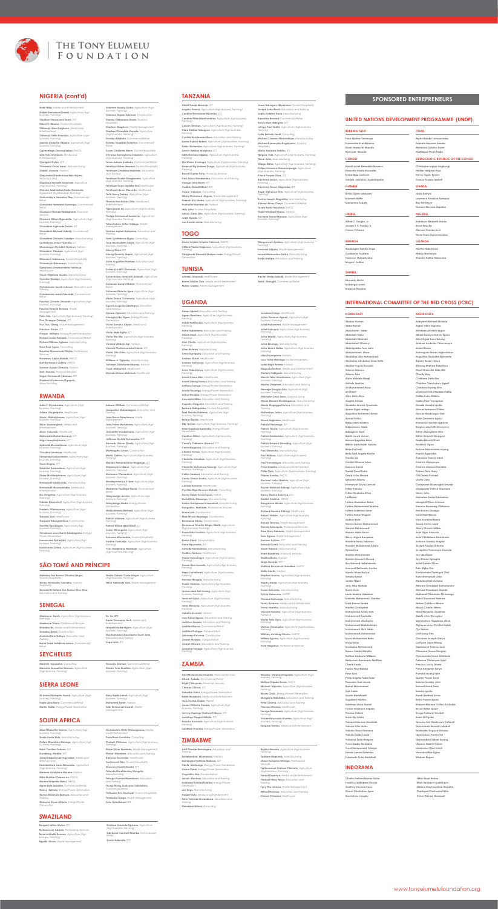# The Tony Elumelu Foundation

## NIGERIA (cont'd)

Noel Philip, *Media and Entertainment*
Nuhiel Emmanuel Daniel, *Agriculture (Agribusiness, Farming)*
Obafemi Oluwaseyi Sam, *ICT*
Obeki C. Ifeoma, *Tourism/Hospitality*
Obiora Johnson Ukwuma, *Media and Entertainment*
Obianuju Stella Ikwueze, *Agriculture (Agribusiness, Farming)*
Obinna Chibuike Okpara, *Agriculture (Agribusiness, Farming)*
Oghenefega Oweraghobo, *FMCG*
Ojie Peter Imevbore, *Media and Entertainment*
Ojogbeye Ogbe, *ICT*
Okereke Victor Nnamdi, *Manufacturing*
Olalabi Oluwole, *Fashion*
Olajumoke Omobolanle Bola Kojemi, *Manufacturing*
Olanrewaju Kenneth Awoyemi, *Agriculture (Agribusiness, Farming)*
Olatunde Adetokunbo Sodeinde Oluwamolu, *Agriculture (Agribusiness, Farming)*
Olufunmilayo Veronica Olaniyan, *Commercial/Retail*
Olukorede Nathaniel Oyeniyi, *Commercial/Retail*
Olusegun Clement Olatunji, *Financial Services*
Olusesan Wilson Ogundele, *Agriculture (Agribusiness, Farming)*
Oluwafemi Ayodunde Fatoki, *ICT*
Oluwafemi Michael Adeniji, *Commercial/Retail*
Oluwafemi Olahanya Oyedele, *Agriculture (Agribusiness, Farming)*
Oluwafunmi Omobolanle Apata, *Tourism/Hospitality*
Oluwagbenga Oyedele Oyeleye, *Fashion*
Oluwaseun Titilayo Aregbesola, *Agriculture (Agribusiness, Farming)*
Oluwatosin Adebimpe, *Tourism/Hospitality*
Oluwatoyin Mabinuori, *Construction*
Oyeyemi Omotunde Olowe, *Healthcare*
Oyeniyi Oyebode Ogunleye, *Healthcare*
Oyinlola Olatunji, *Agriculture (Agribusiness, Farming)*
Oyindamola Jacob Johnson, *Education and Training*
Paschal Chukwudi Anozie, *Commercial/Retail*
Paschal Chimeda Onwuzulu, *Agriculture (Agribusiness, Farming)*
Paschal Kelechi Ezeuwu, *Waste Management*
Peter Eda, *Agriculture (Agribusiness, Farming)*
Pius Oluseyi Odedeyi, *ICT*
Pius Olu Yilleng, *Waste Management*
Precious Akobi, *ICT*
Prosper Williams, *Energy/Power Generation*
Richard Junior Erimade, *Commercial/Retail*
Richard Obinna Agbasi, *Manufacturing*
Rose Ifeoma Agwu, *Consulting*
Rosaline Ebunoluwa Olajide, *Professional Services*
Rosemary Ajoke Alabede, *FMCG*
Ruth Ijeoma Ikwe-Chibuike, *FMCG*
Samson Ayoola Olawale, *Fashion*
Seal Ifeanyi, *Financial Services*
Segun Emmanuel Olatunde, *ICT*
Shadrach Nyamoson Ogugulu, *Manufacturing*

Solomon Aboaly Okoko, *Agriculture (Agribusiness, Farming)*
Solomon Akpan Sylvester, *Construction*
Stanley Chibueze Amadi, *Tourism/Hospitality*
Stephen Ojogbane, *Waste Management*
Stephen Oluwabiyi Koyede, *Agriculture (Agribusiness, Farming)*
Sunday Adebola, *Commercial/Retail*
Sunday Ekekwe Iwenofu, *Commercial/Retail*
Susan Chidinma Mere, *Tourism/Hospitality*
Sylvanus Ikemefuna Irukwerem, *Agriculture (Agribusiness, Farming)*
Taiwo Adewale Adetoke, *Commercial/Retail*
Temitayo Esther Ilesanmi, *Tourism/Hospitality*
Temitope Chidubem Babalola, *Education and Training*
Temitope Daniel Olanihunsiwa, *Agriculture (Agribusiness, Farming)*
Temitope Esan Oluwatobi Bel, *Healthcare*
Temitope Idowu Olanrele, *Healthcare*
Terfa Henry Orduna, *Agriculture (Agribusiness, Farming)*
Thomas Ikechukwu Odia, *Media and Entertainment*
Tijjani Lawal Ali, *Agriculture (Agribusiness, Farming)*
Tindiga Emmanuel Anedemer, *Agriculture (Agribusiness, Farming)*
Tobenchukwu Arthur Udeagu, *Waste Management*
Tomilola Japhet Adeyemo, *Education and Training*
Tosin Confidence Ogbe, *Consulting*
Toyin Abdulsalam Idaye, *Agriculture (Agribusiness, Farming)*
Ubong Okon, *ICT*
Ubong Dominic Ekpo, *Agriculture (Agribusiness, Farming)*
Uche Augustina Nwokoye, *Education and Training*
Uchechi Judith Okonkwo, *Agriculture (Agribusiness, Farming)*
Uchechukwu Innocent Anianoh, *Agriculture (Agribusiness, Farming)*
Uchenna Joseph Okeke, *Construction*
Uchenna Nkechi Igwe, *Agriculture (Agribusiness, Farming)*
Ufedo Grace Ochinma, *Agriculture (Agribusiness, Farming)*
Ugochi Augusta Chidiogwu, *Education and Training*
Ugonna Ojimaka, *Education and Training*
Ukaegbu Uzo Ogbu, *Energy/Power Generation*
Victor Danaha Akpan, *Media and Entertainment*
Victor Atalu Egbe, *ICT*
Victor Ifie Mba, *Agriculture (Agribusiness, Farming)*
Victoria Ukeleje Egi, *Fashion*
Vincent Chukwuemeka Obeta, *ICT*
Violet Ofe Okim, *Agriculture (Agribusiness, Farming)*
Williams A. Ogbeide, *Manufacturing*
Yetunde Olatokunbo Bagule, *Fashion*
Yusuf Muhammad, *Healthcare*
Zeynab Omoye Mohmud, *Healthcare*

## RWANDA

Adèle I. Niyodusaba, *Agriculture (Agribusiness, Farming)*
Adrien Mugabekazi, *Healthcare*
Alexis Ntakirutimana, *Agriculture (Agribusiness, Farming)*
Alice Bayisenghim, *Media and Entertainment*
Alexis Rutunda, *Healthcare*
Alphonsine Mukamabanza, *ICT*
Ange Uwamahoro, *ICT*
Aphrodis Munanakimana, *Agriculture (Agribusiness, Farming)*
Claudine Umuhoza, *Healthcare*
Clemphas Rudasumbwa, *Agriculture (Agribusiness, Farming)*
Denis Mugisha, *ICT*
Delphine Uwamariya, *Agriculture (Agribusiness, Farming)*
Dieser Mushimiyimana, *Agriculture (Agribusiness, Farming)*
Emmanuel Nsabimana, *Manufacturing*
Emmanuel Ntawuyirusha, *Media and Entertainment*
Eric Rutigema, *Agriculture (Agribusiness, Farming)*
Fabiola Nkurunziza, *Agriculture (Agribusiness, Farming)*
Frederic Mfitumukiza, *Agriculture (Agribusiness, Farming)*
Gaudens Joel, *Healthcare*
Gaspard Ndayishimiye, *Construction*
Gentille Kanakuzwa, *Agriculture (Agribusiness, Farming)*
Henderson Jean Marie Rukabagisha, *Energy/Power Generation*
Immaculée Nyiransabimana, *Agriculture (Agribusiness, Farming)*
Irakiduneza Divine, *Agriculture (Agribusiness, Farming)*

Isabelle Gitabola, *Commercial/Retail*
Jacqueline Mukamugema, *Education and Training*
Jean Bosco Nsenjimana, *Waste Management*
Jean Pierre Murberereza, *Agriculture (Agribusiness, Farming)*
Jeannette Musabimana, *Agriculture (Agribusiness, Farming)*
Jefferson Mutezi Kamanzitsa, *ICT*
Kennedy Ozzeer Dhalla, *Agriculture (Agribusiness, Farming)*
Mandegwiho Aimee, *Construction*
Marcel Twiteri, *Agriculture (Agribusiness, Farming)*
Marlene Mukankubwayo Rugamba, *ICT*
Mujawamarariya Liliane, *Agriculture (Agribusiness, Farming)*
Mumarare Clementine, *Agriculture (Agribusiness, Farming)*
Mussabyimamariya Yvonne, *Agriculture (Agribusiness, Farming)*
Mutamuriza Pacifique David, *Commercial/Retail*
Ndayikengurukiye Jacques, *Agriculture (Agribusiness, Farming)*
Ndayikengeye Nadia, *Energy/Power Generation*
Ntakirutimana Bernard, *Agriculture (Agribusiness, Farming)*
Patrick Ishimwe, *Agriculture (Agribusiness, Farming)*
Patrick Nzaidi Nkurunziza, *ICT*
Sonia Mihangaba, *Agriculture (Agribusiness, Farming)*
Susanne Mawiabwihe, *Tourism/Hospitality*
Venthie Furthuaho, *Agriculture (Agribusiness, Farming)*
Yves Uwigeneza Nsenibyaze, *Agriculture (Agribusiness, Farming)*

## SÃO TOMÉ AND PRÍNCIPE

Adalsiray Dos Ramos Oliveira Vargas, *Tourism/Hospitality*
Sidney Fernandes Carvalho, *Tourism/Hospitality*
Ronaldo Di Stefano Dos Ramos Silva Vila, *Education and Training*

Nadila Catalu Costa Alegre, *Agriculture (Agribusiness, Farming)*
Nilce Tallesia N' Gori, *Waste Management*

## SENEGAL

Aboubacar Sanda, *Agriculture (Agribusiness, Farming)*
Aboubacar Thiam, *Professional Services*
Amadou Ba, *Media and Entertainment*
Amadou Oman, *Construction*
Aminata Dem Ndiaye, *Education and Training*
Bertet Daoid Koffikfeta Ieraru, *Commercial/Retail*

Ibn Ba, *ICT*
Karim Ousmane Seck, *Media and Entertainment*
Leopold André Ngom, *Agriculture (Agribusiness, Farming)*
Mouhamadou Moustapha Touré Ade, *Education and Training*
Sega Lobo, *ICT*

## SEYCHELLES

Marithé Ternanther, *Consulting*
Marcelle Samantha Nicnoms, *Agriculture (Agribusiness, Farming)*

Nicoratio Damon, *Commercial/Retail*
Steven Yves Rosalien, *Agriculture (Agribusiness, Farming)*

## SIERRA LEONE

Al Imam Mustapha Sesay, *Agriculture (Agribusiness, Farming)*
Fadija Ellen Barry, *Commercial/Retail*
Martin Kollie, *Energy/Power Generation*

Mary Sadie Lakoh, *Agriculture (Agribusiness, Farming)*
Mohamed Bante, *Fashion*
Sulie Emmanuel Joseph, *Waste Management*

## SOUTH AFRICA

Albert Malatihe Seemela, *Agriculture (Agribusiness, Farming)*
Anele Anele Hidu, *Manufacturing*
Colleen Nhemtiso Mabunga, *Agriculture (Agribusiness, Farming)*
Itdaal Caroline Toohem, *ICT*
Humelong Masilee, *ICT*
Joseph Rahimhamii Ogundipe, *Media and Entertainment*
Kwanarhuhe Jane Mbowezwe, *Agriculture (Agribusiness, Farming)*
Mademe Adodjimma Moteka, *Fashion*
Mika Mudiho Chibese Ziu, *FMCG*
Mamie Nhlamba Matai, *FMCG*
Mpho Kolie Selemela, *Commercial/Retail*
Nancy Refilwela, *Energy/Power Generation*
Nicholl Nhlamba Bonnuo, *Education and Training*
Nkanyiso Bruce Mgoba, *Energy/Power Generation*

Nonhlahla Nkhili Mchongwana, *Media and Entertainment*
Panelhoro Amadaho, *Consulting*
Phakadi Chikaane, *Agriculture (Agribusiness, Farming)*
Pieter Oliver Mzmbuda, *Waste Management*
Precial Wambura, *Education and Training*
Ramona Govender, *Healthcare*
Saul Amobil Kilo, *Tourism/Hospitality*
Sharonys Umelhi Nonhla, *ICT*
Tabenda Mamlehenyia Mangollo, *Manufacturing*
Tebogo Pontsho Mosebenu, *Education and Training*
Thong Thung Sookyemo Tshotsheko, *Commercial/Retail*
Tlotlobelelo Eric Rasimudi, *Tourism/Hospitality*
Tinotenda Gargo, *Waste Management*
Zola Mandlalani, *ICT*

## SWAZILAND

Bongani Jeffers Mabaso, *ICT*
Muhammed Abubaker, *Professional Services*
Musa Lubeleltle Kunene, *Agriculture (Agribusiness, Farming)*
Ngoebi Akuda, *Waste Management*

Nonhlanhla Immaculate Ngwenya, *Agriculture (Agribusiness, Farming)*
Sibebonse Goodwill Mambha, *Commercial/Retail*
Sinothi Nzilamba, *ICT*

## TANZANIA

Albert Festo Mutembe, *ICT*
Angelo Francis, *Agriculture (Agribusiness, Farming)*
Caroline Emmanuel Mwambe, *ICT*
Caroline Filbert Rwehumbiza, *Agriculture (Agribusiness, Farming)*
Cassim Othman, *Agriculture (Agribusiness, Farming)*
Clara Bethan Ndongwa, *Agriculture (Agribusiness, Farming)*
Cynthia Nyirenambo Kana, *Education and Training*
Daniel Patrick Robert, *Agriculture (Agribusiness, Farming)*
Denis Mchembe, *Agriculture (Agribusiness, Farming)*
Derrick Nobley Mwijahura, *ICT*
Edith Shemena Kigoba, *Agriculture (Agribusiness, Farming)*
Elia Mtoka Kimbuga, *Agriculture (Agribusiness, Farming)*
Emanuel Ng'Ambam Kunga, *Agriculture (Agribusiness, Farming)*
Ernest Charles Fute, *Financial Services*
Fred Adams Mwakasoma, *Education and Training*
George John Rioba, *ICT*
Godfrey Bahati Albert, *ICT*
Grace Solomon, *Consulting*
Hillary Muhammad Likagula, *Waste Management*
Hussein Elly Shima, *Agriculture (Agribusiness, Farming)*
Huzhaifat Ramdan Ali, *Fashion*
Idda John, *Tourism/Hospitality*
Isaack Diton Dito, *Agriculture (Agribusiness, Farming)*
Israel Ngatoko, *ICT*
Issa Kandie Lema, *Manufacturing*

Jones Ndungwa Mbyabwoe, *Tourism/Hospitality*
Joseph John Muoki, *Education and Training*
Judith Endeleza Kanu, *Manufacturing*
Kwamina Samwel, *Commercial/Retail*
Kelvin Mark Mabagala, *ICT*
Lufingo Paul Kasilla, *Agriculture (Agribusiness, Farming)*
Lydia Bellinda Sariel, *Consulting*
Michael Clement Mwendapole, *Manufacturing*
Michael Ramanyika Rugakiyama, *Tourism/Hospitality*
Nasiru Kassimu Nasiru, *ICT*
Ntiguta Yuta, *Agriculture (Agribusiness, Farming)*
Oscar John, *Manufacturing*
Otaigo Elisha, *Agriculture (Agribusiness, Farming)*
Phillipo Venance Mwemanyanga, *Agriculture (Agribusiness, Farming)*
Prince Prosper Sifya, *ICT*
Raymond Simon, *Agriculture (Agribusiness, Farming)*
Raymond Simon Mugambi, *ICT*
Roger Alphonce Ole, *Agriculture (Agribusiness, Farming)*
Roshen Joseph Mugabwa, *Manufacturing*
Salome Amos Chema, *Commercial/Retail*
Teyedi Baalu Mandalali, *FMCG*
Thabit Mdabali Khamis, *Fashion*
Zacharia Daniel Mzenga, *Agriculture (Agribusiness, Farming)*

## TOGO

Akafu Tchakita Tchalim Fahlmok, *FMCG*
Clifford Ifeobi Hogbiaovu, *Agriculture (Agribusiness, Farming)*
Gbagbodzo Edouard Akakpo Loklo, *Energy/Power Generation*

Gbognonou Ayekou, *Agriculture (Agribusiness, Farming)*
Innocent Adjahu, *Waste Management*
Ismaël Mamandou Radou, *Manufacturing*
Kodjo Mialoga, *Education and Training*

## TUNISIA

Ahmed Chaouch, *Healthcare*
Kamel Eddine Daa, *Media and Entertainment*
Malvin Ouchu, *Waste Management*

Rachel Sheila Koloufi, *Waste Management*
Walid Alaoughi, *Commercial/Retail*

## UGANDA

Abaas Myrrali, *Education and Training*
Agnes Nuwimu, *Agriculture (Agribusiness, Farming)*
Alabdi Nakkandia, *Agriculture (Agribusiness, Farming)*
Aisha Nakubuwa, *Education and Training*
Albert Okuli, *Agriculture (Agribusiness, Farming)*
Alex Okello, *Agriculture (Agribusiness, Farming)*
Allan Mulinzi, *Manufacturing*
Amos Kasigwa, *Education and Training*
Andrew Ekuwi, *Healthcare*
Andrew Ssenyonga, *Agriculture (Agribusiness, Farming)*
Annet Nakabaweya, *Agriculture (Agribusiness, Farming)*
Annet Grace Akiro, *Healthcare*
Annet Odong Saanya, *Education and Training*
Anthony Isanga, *Energy/Power Generation*
Arnold Ruyonga, *Energy/Power Generation*
Arthur Mwebia, *Energy/Power Generation*
Asumpta Akiso, *Education and Training*
Augustus Kaggwa, *Education and Training*
Barbara Nakiyemba, *Tourism/Hospitality*
Basil Mwoha Kubenva, *Agriculture (Agribusiness, Farming)*
Benson Sande, *Healthcare*
Billy Ocham, *Agriculture (Agribusiness, Farming)*
Brian Gidabazi Kalemba, *Energy/Power Generation*
Caroline Mitima, *Agriculture (Agribusiness, Farming)*
Cassidy Catherine Akenyi, *ICT*
Cecil Mugwanya, *Agriculture (Agribusiness, Farming)*
Charles Ochen, *Agriculture (Agribusiness, Farming)*
Charlotte Aineamwe, *Agriculture (Agribusiness, Farming)*
Charlotte Mukonzsa Kasangi, *Agriculture (Agribusiness, Farming)*
Collins Senkore, *Education and Training*
Corney Douce Aveko, *Agriculture (Agribusiness, Farming)*
Conrad Tumwine, *Healthcare*
Cynthia Olupa Mulwati, *Consulting*
Danny Ketch Ssuyendogwa, *FMCG*
David Emily Mwesigye, *Agriculture (Agribusiness, Farming)*
Denise Kamanyire Akamantendi, *Manufacturing*
Deogratius Semiloba, *Professional Services*
Desire Isale, *Construction*
Eliab Wilson Mugenga, *Construction*
Emmanuel Ndolo, *Construction*
Emmanuel Timothy Odwa Okello, *Agriculture (Agribusiness, Farming)*
Evans Kato Ssubukla, *Agriculture (Agribusiness, Farming)*
Evelyn Ebiai, *Transportation*
Fiona Mugumeire, *ICT*
Gertrude Nantabalirwa, *Manufacturing*
Godfrey Mubuuke, *Healthcare*
Harriet Kabuakyaye, *Agriculture (Agribusiness, Farming)*
Hassan Ssemyondo, *Agriculture (Agribusiness, Farming)*
Henry Luyimbazi, *Agriculture (Agribusiness, Farming)*
Herman Mugisa, *Manufacturing*
Hussein Kaloma, *Agriculture (Agribusiness, Farming)*
Immaculate Kaji Asiimwe, *Agriculture (Agribusiness, Farming)*
Innocent Abim, *Agriculture (Agribusiness, Farming)*
Irene Mbonabo, *Agriculture (Agribusiness, Farming)*
Isabella Asiimwe, *Fashion*
Ivan Kabuti Agaba, *Education and Training*
Jacinthe Amanda, *Education and Training*
Jacinthe Bianco, *Commercial/Retail*
Jacinthe Nalugga, *Transportation*
Jamimary Kwesiga, *Construction*
Joseph Mulabbi, *Transportation*
Joseph Okiran, *Agriculture (Agribusiness, Farming)*
Josephat Kajjage, *Agriculture (Agribusiness, Farming)*

Josephine Kaaya, *Healthcare*
Julian Florence Agwani, *Agriculture (Agribusiness, Farming)*
Juliet Nabasenzi, *Waste Management*
Juliet Nakiryowa, *Agriculture (Agribusiness, Farming)*
Julius Bitireh, *Agriculture (Agribusiness, Farming)*
Julius Emaugu, *Manufacturing*
Julius Kiwuti Hatke, *Agriculture (Agribusiness, Farming)*
Lilian Nyangoma, *Fashion*
Lucy Sarah Nkuranga, *Tourism/Hospitality*
Lydia Ngoli Kazira, *Fashion*
Magoola Nathan, *Media and Entertainment*
Mariam Nakyagaba, *Manufacturing*
Marvin Peter Kisembenwa, *Agriculture (Agribusiness, Farming)*
Martha Chepkemoi, *Education and Training*
Mbangira Douglas Ooru, *Agriculture (Agribusiness, Farming)*
Milchelle Omali Asoo, *Manufacturing*
Moses Edward Mubeatwanyana, *Agriculture (Agribusiness, Farming)*
Moses Mugagga Kamya, *Education and Training*
Muhindazo Joshua, *Agriculture (Agribusiness, Farming)*
Nyssa Nuwamelo, *ICT*
Patricia Nasasagge, *ICT*
Patrick Muzei, *Agriculture (Agribusiness, Farming)*
Patrick Rwabinumba, *Agriculture (Agribusiness, Farming)*
Patrick Waswiyi Omanding, *Agriculture (Agribusiness, Farming)*
Paul Kiwanuka, *Manufacturing*
Paul Nakatuba, *Agriculture (Agribusiness, Farming)*
Paul Tumwebaze, *Agriculture (Agribusiness, Farming)*
Peter Kisekka, *Media and Entertainment*
Phillip Opio, *Agriculture (Agribusiness, Farming)*
Prisma Asiimwe, *FMCG*
Rachael Lester Nabirita, *Agriculture (Agribusiness, Farming)*
Rachel Nabukal Babungi, *Agriculture (Agribusiness, Farming)*
Rashid Kibatka, *FMCG*
Rengamoni Alinda, *Agriculture (Agribusiness, Farming)*
Richard Kitumba Katungi, *Healthcare*
Robert Walulu, *Agriculture (Agribusiness, Farming)*
Ronny Mawira Katereya, *ICT*
Rose Mary Nazziwa, *Waste Management*
Sam Agaba, *Waste Management*
Samuel Kamugisha, *Agriculture (Agribusiness, Farming)*
Samuel Dulleit, *Education and Training*
Sarah Namuli, *Manufacturing*
Sharif Busulwa, *Financial Services*
Shelia Atuho, *Fashion*
Shyiya Nyamibi, *ICT*
Stallone Emmanuel Ashaba, *FMCG*
Stella Akello, *Fashion*
Stephen Ariema, *Agriculture (Agribusiness, Farming)*
Stephy Abelju, *Agriculture (Agribusiness, Farming)*
Susan Ankunda, *Manufacturing*
Sylvia Nakuyenje, *FMCG*
Theresa Nakusinge, *Manufacturing*
Tracey Kuteesa, *Media and Entertainment*
Trevor Nuwaha, *Manufacturing*
Vincent Nuwaha, *Agriculture (Agribusiness, Farming)*
Walter Fello Ojera, *Agriculture (Agribusiness, Farming)*
Walusa Ndomwe, *Agriculture (Agribusiness, Farming)*
Whitney Achieng Okumu, *FMCG*
William Kyomu, *Agriculture (Agribusiness, Farming)*
Zula Nagwalina, *Professional Services*

## ZAMBIA

Abel Mulimafoba Chanda, *Financial Services*
Alfred Sakala, *Commercial/Retail*
Baigh Chivyanda, *Financial Services*
Chimpo Chirwa, *ICT*
Dabwiha Sulu, *Energy/Power Generation*
Eddie Musukuta, *Media and Entertainment*
Inutu Ruckit Chulwa, *FMCG*
James Chileshe Kaluba, *Agriculture (Agribusiness, Farming)*
Jeremy Kapinga Nsalwa Chibuye, *ICT*
Jonathan Dingani Sebolo, *ICT*
Kaluoba Kasenda, *Agriculture (Agribusiness, Farming)*
Lendhint Shumba, *Energy/Power Generation*

Mandlas Mwenechingwala, *Agriculture (Agribusiness, Farming)*
Mellycu Chipelo Nsowa, *FMCG*
Michael Mpundu, *Agriculture (Agribusiness, Farming)*
Moses Chulu, *Energy/Power Generation*
Mungomo Nalitomba, *Education and Training*
Peter Chama, *Education and Training*
Precious Mwansa, *Healthcare*
Tamara Musukwa, *Agriculture (Agribusiness, Farming)*
Vincent Mayowela Mumba, *Agriculture (Agribusiness, Farming)*
Zangwe Tembo, *Media and Entertainment*

## ZIMBABWE

Adah Trevine Mwoengaen, *Education and Training*
Bahlabenduzi Mhanvomuzi, *Fashion*
Dumisahie Nokwhe Makuvise, *ICT*
Fidelis Madondga, *Energy/Power Generation*
Grace Pakati, *Energy/Power Generation*
Gugulethu Sibo, *Transportation*
Jacob Mazikeni, *Education and Training*
Kudzanai Kutaiwa Katelwa, *Energy/Power Generation*
Lee Tsugu, *Manufacturing*
Norbert Ruhi, *Media and Entertainment*
Peter Takonda Muzamhuwa, *Education and Training*
Precidlieal Whata, *Healthcare*

Rojeko Mazanhi, *Agriculture (Agribusiness, Farming)*
Saddam Mapundu, *Manufacturing*
Simon Tichaona Chiringa, *Professional Services*
Tapfumanesyi Graham Chiohata, *Agriculture (Agribusiness, Farming)*
Tendai Kapemwe, *Media and Entertainment*
Tinotenda Hilary Mayo, *Education and Training*
Tony Pila Letsoma, *Waste Management*
Wilfred Mwenza, *Education and Training*
Zelonie Chiwotza, *Healthcare*

# SPONSORED ENTREPRENEURS

## UNITED NATIONS DEVELOPMENT PROGRAMME (UNDP)

### BURKINA FASO

Flore Mythic Yameogo
Konessidia Saal Wiherana
Omar Jewelz W. Ibouda
Romuald Ouedraogo

### CONGO

Dadel Juliet Blakadila Boumso
Econnete Christie Moussala
Malot Alex Luctiouro
Ytagine Obanou Ayabakapaba

### GAMBIA

Binbu Sarah Dibbassey
Mameth Naffie
Mohamma Sabally

### LIBERIA

Alfred C. Kangha Jr.
Joseph S. K. Fumba Jr.
Sharon K Moore

### RWANDA

Burakagira Sandra Ange
Confiance Tuyisime
Florence Mukashyaka
Mugaeri Judine

### ZAMBIA

Kennedy Muila
Mubanga Lomei
Mwenza Mwenza

### CHAD

Abdel Bakalie Lamyaonabe
Fatimata Nassour Amadai
Mohamed Djibrine Assim
Mahamat Pinah Fadja

### DEMOCRATIC REPUBLIC OF THE CONGO

Christophe Lupiya Angbangi
Herline Ndjugue Kiye
Kenny Ingalu Kyame
Prosper Picasso Mahali

### GHANA

Isaac Arenyo
Lawrence Kwabina Sampson
Roy Yith Mauro
Yasmani Chinonso Akpabio

### NIGERIA

Adedayo Elizabeth Aremo
Anne Bianche
Hannah Theresa Arod
Nicole Onuo Sigwenmoshie

### UGANDA

Martha Nakabwwe
Nancy Namwesa
Stainta Kalibe Nakaama

## INTERNATIONAL COMMITTEE OF THE RED CROSS (ICRC)

### NORTH-EAST

Abubar Hassan
Abba Bamel
Abdulkarim Jidda
Abdullahi Bahu
Abdullahi Ghamaki
Abdulshareef Ghanayi
Abdulqudahe Tom Janet
Abdulrahman Musa
Abubakar Abu Muhammed
Abubakar Abubakar Umar Bello
Abubar Yugan Bussami
Adamu Babayaro
Adamu Sale
Aisha Mahalai Basaji
Aishatu Ibrahim
Ali Muhammed Musa
Ali Sheriff
Aliyu Bello Aliyu
Angela Achiye
Asadalla Ahmed Sopamado
Asagbe Ezi Isbe
Augustine Tathamwe Amasa
Aurial Dadiru
Baba Saleh Ibrahim
Baba Jowan Jiddo
Babagana Goni
Bashir Inuwa Usman
Benson Bagudia Baba
Billikisu Abdulkadir Yakubu
Bitrus Fa Fashi
Bitrus Ladi Angela Kasha
Cecilia Isa
Cecilia Chioma Tobias
Comma Daniel
Daniel Daniel Baba
David Juliet Nsuge
Deborah Adamu
Emmanuel Chryla Samuel
Esther Yakubu
Esther Nwokedee Bitrus
Falil Bolar
Fatima Abubakar Abba
Fatima Muhammad Ibrahim
Fatima Suleiman Umar
Fatima Bahar Wagami
Gideon Sani
Hamza Usman Muhammad
Hauwa Muhammed
Hauwa Aisha Haruna
Henry Ungwe Ramadan
Hindatu Henry Salomon
Hussaini Muhammad Adam
Hyelneli Isa
Ibrahim Muhammed
Ibrahim Hussaini Ahmed
Ilusi Edmond Nehandzadu
Innocent Behwatu Ayuba
Isiyaku Musa Nuhu
Ismaila Sabdi
Jamila Tijjani
Jerry Wiar Mufadi
Kaulu Gado
Laidi Ibrahim Adamima
Mahaifa Muhammed Gambo
Mark Ibrahim Samira
Martha Christopher
Mohammed Andes Atik
Mohammed Bashuddu
Mohammed Abubakar
Mohammed Abdu Suleiman
Mohammed Abdul Aminu
Mohammed Muhammad
Musa Muhammed Baba
Musa Saleh
Mustapha Mohammed
Naomi Yunisu Mahalla
Nathan Kuskawa Williams
Nelsonnel Haramala Matthias
Obadiah Rawla
Popita Paul Walaka
Peter Ezra
Philip Angelo Paulo Easel
Rawanna Deal Jacob
Reminet Mohammed
Sale Salisu
Sander Abdullahi
Sugabasen Mathias
Suleiman Musa Daniel
Tareewe Bamach Akpaan
Thomas Patrick
Umar Aliyu Abba
Yahaya Solomon Hezekiah
Yahuza Alfa Bushu
Yakubu Gaya Gurmana
Yakubu Saidu Lawal
Yohanna Zadu Mabgwe
Yunus Saidu Abubakar
Yusuf Muhammed Yahaya
Zainab Lawan Dalamisa
Zebukaulu Guba Abdullahi

### NIGER DELTA

Adeyemi Michael Akinlola
Agbor Otini Ogodia
Akinkele Akinlolu Segun
Albert Kemeyashokoru Egeza
Alice Ngozi Sam Abang
Andrew Augustine Chukwunwye
Aniedi Ibekne
Asanogeon Moses Agbonhlossa
Augustine Augustine Ezekwelle
Beauty Ebaoy Chiso
Blessing Mathew Ikebachime
Cecil Akumobu Oda Chili
Charity Way
Chidinma Emiluchie
Chidiebo Chinabuike Agedi
Chidubem Nyong Ebie
Chukwuemeka Badara Odika
Collins Baio Chioma
Collins Peter Yuongeamn
Donald Omeike Igaaba
Dorcas Sampson Diebo
Dorcas Wabbanga Ohar
Emily Oboninna Aguyi
Emmanuel Michell Iguikena
Ezegbuyoke Faith Mansiyeou
Esther Akpogbome Itine
Esther Achiezie Nnengwu
Felathe Nwobi Idorn
Fiverline I Ogwu
Fortune Mamohoom Ieyang
Francis Agamiten
Francisca Francis Idoh
Fredrick Akpoyinemo
Fredrick Akaanet Ibeheibe
Fakmiki Ntow Hasy
Gift Dennis Richard
Gloria Odia
Godspower Ekweogbe Eneurge
Godspower Patrick Nwadube
Henry John
Idorodiea Daniel Samudimo
Idongsidi Oben Johnson
Ifeanna Beauvany Olobueze
Ikechukwu Onuegbu
Irene Edet Ikuano
Iruro Ikoshenhechinme
Jacob Amine Lenk
Jimmy Onowa Jobbie
John Ogar Asmuda
John Chidiebere Nwankador
Johnson Sunday Amighe
Joseph Faustan Ekanme
Josephine Pamonyirie Amaodo
Joy Ubi Abam
Joy Ekondo Ephraghe
Juliet Gabriel Okon
Kalu Aghe Ita
Kamborekelm Thankgod Okoli
Kalie Emmanuel Okon
Madukwachie Achuka
Merene Chukdobel Ibulchukwume
Michael Emushayo Akpobi
Nathaniel Chukwuka Ochonogo
Nibadi Boromuel Natowa
Nelson Collidaso Mbano
Nkoye Charles Mbam
Nosa Benjamin Oyakhire
Odoibe Kefe Egwuagbor
Ogechukwu Ngaphonu Okoh
Ogheneruemu Cynthia Ojaeb
Ojo Nelson
Oka Irung Oko
Okechaco Joseph Chayaa
Onoyore Clare Effiong
Opulobiye Tatiana Jack
Oziwanna Grace Osoghu
Oyindamola Sosan Akinloula
Patience Chichiamaka Ajayi
Precious Lucky Aboria
Preye Benjamin Tarpe
Premier Inyang Odhu
Queen Prayes Asaa
Solomon Sunday John
Samuel Aurch Peter
Sandra Ugwita
Sarah Abatan Aimara
Seron Francis Ajaba
Shakoni Monaye Collins Azubuike
Ekiyne Bella Fadeni
Sungo Gabriel Atodnill
Sonia N Ogunte
Tamuno Ibe Gualimeos Cullwell
Tamunosiki Bennett Ishnbudi
Temitsetbo Deguru Dubulso
Ugochukwu Francis Ibe
Ukemmekwe Ukachi Inyang
Ukpono Gabriel Udom
Uwakolem Chidi Eroch
Veronica Eba Egbe
Wisdom Eugene

## INDORAMA

Charles Isohma Emma-Victor
Franklin Chidiebere Amadi
Godfrey Emeana Ikenu
Grace Okechukwu Igwe
Ikechukwu Nwagbo

Lebio Akpo Bessie
Mark Nsokorofi Onyeteachi
Okilena Chukwueneke Nwankie
Thankgod Chekwuka Etike
Victor Obinna Nwadueli

www.tonyelumelufoundation.org